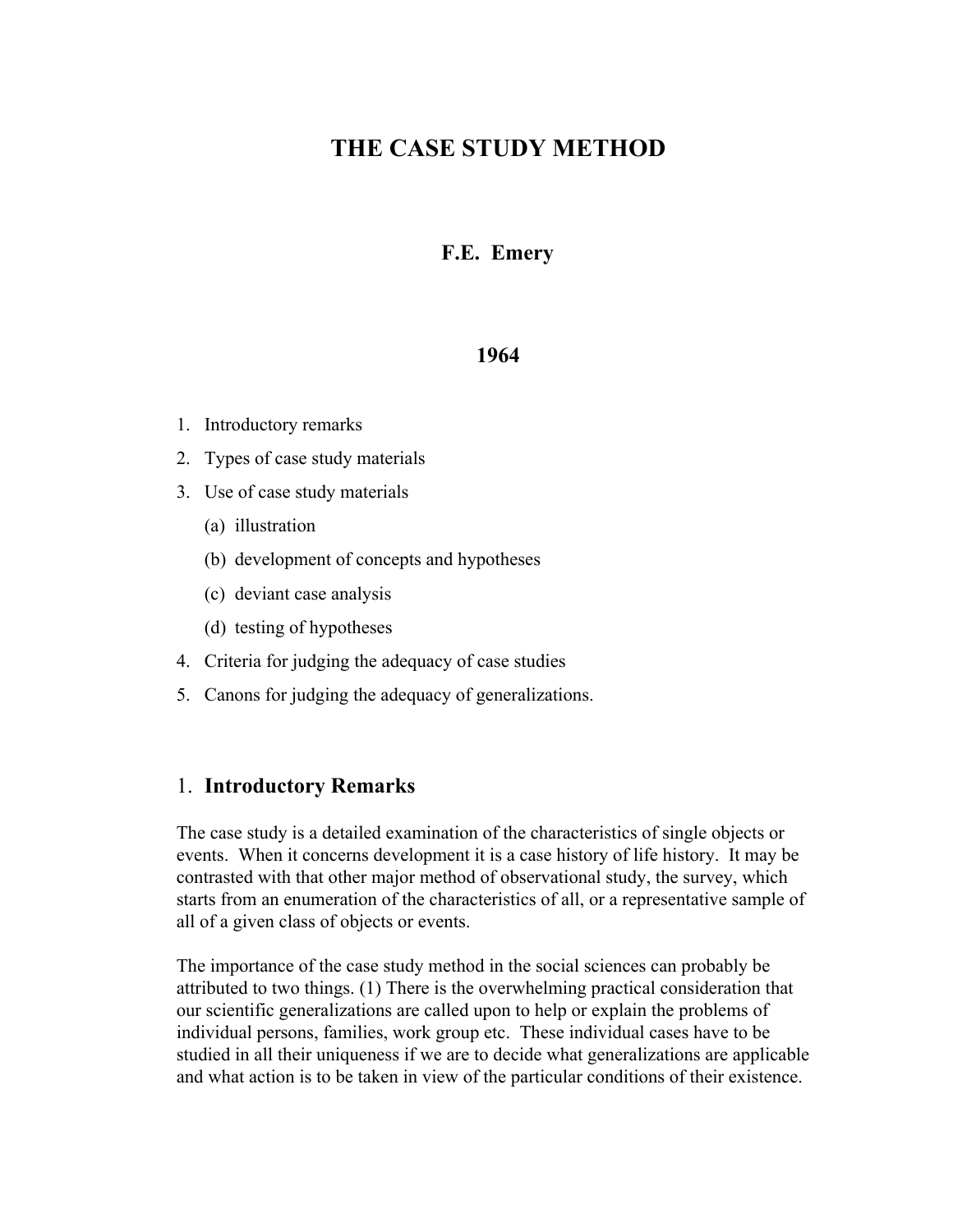# THE CASE STUDY METHOD

**F.E. Emery**

**1964**

1. Introductory remarks
2. Types of case study materials
3. Use of case study materials
   (a) illustration
   (b) development of concepts and hypotheses
   (c) deviant case analysis
   (d) testing of hypotheses
4. Criteria for judging the adequacy of case studies
5. Canons for judging the adequacy of generalizations.

## 1. Introductory Remarks

The case study is a detailed examination of the characteristics of single objects or events. When it concerns development it is a case history of life history. It may be contrasted with that other major method of observational study, the survey, which starts from an enumeration of the characteristics of all, or a representative sample of all of a given class of objects or events.

The importance of the case study method in the social sciences can probably be attributed to two things. (1) There is the overwhelming practical consideration that our scientific generalizations are called upon to help or explain the problems of individual persons, families, work group etc. These individual cases have to be studied in all their uniqueness if we are to decide what generalizations are applicable and what action is to be taken in view of the particular conditions of their existence.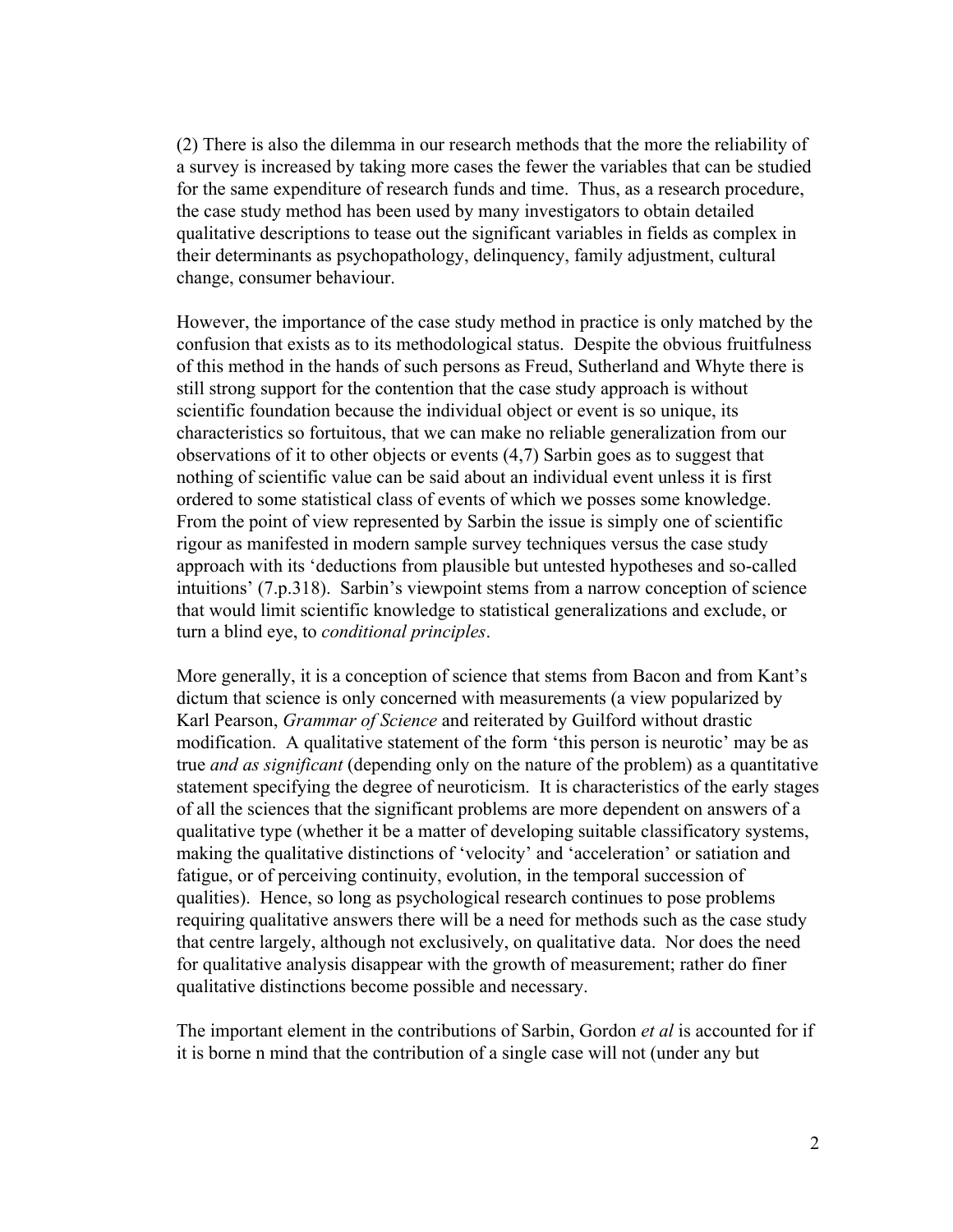(2) There is also the dilemma in our research methods that the more the reliability of a survey is increased by taking more cases the fewer the variables that can be studied for the same expenditure of research funds and time. Thus, as a research procedure, the case study method has been used by many investigators to obtain detailed qualitative descriptions to tease out the significant variables in fields as complex in their determinants as psychopathology, delinquency, family adjustment, cultural change, consumer behaviour.

However, the importance of the case study method in practice is only matched by the confusion that exists as to its methodological status. Despite the obvious fruitfulness of this method in the hands of such persons as Freud, Sutherland and Whyte there is still strong support for the contention that the case study approach is without scientific foundation because the individual object or event is so unique, its characteristics so fortuitous, that we can make no reliable generalization from our observations of it to other objects or events (4,7) Sarbin goes as to suggest that nothing of scientific value can be said about an individual event unless it is first ordered to some statistical class of events of which we posses some knowledge. From the point of view represented by Sarbin the issue is simply one of scientific rigour as manifested in modern sample survey techniques versus the case study approach with its 'deductions from plausible but untested hypotheses and so-called intuitions' (7.p.318). Sarbin's viewpoint stems from a narrow conception of science that would limit scientific knowledge to statistical generalizations and exclude, or turn a blind eye, to *conditional principles*.

More generally, it is a conception of science that stems from Bacon and from Kant's dictum that science is only concerned with measurements (a view popularized by Karl Pearson, *Grammar of Science* and reiterated by Guilford without drastic modification. A qualitative statement of the form 'this person is neurotic' may be as true *and as significant* (depending only on the nature of the problem) as a quantitative statement specifying the degree of neuroticism. It is characteristics of the early stages of all the sciences that the significant problems are more dependent on answers of a qualitative type (whether it be a matter of developing suitable classificatory systems, making the qualitative distinctions of 'velocity' and 'acceleration' or satiation and fatigue, or of perceiving continuity, evolution, in the temporal succession of qualities). Hence, so long as psychological research continues to pose problems requiring qualitative answers there will be a need for methods such as the case study that centre largely, although not exclusively, on qualitative data. Nor does the need for qualitative analysis disappear with the growth of measurement; rather do finer qualitative distinctions become possible and necessary.

The important element in the contributions of Sarbin, Gordon *et al* is accounted for if it is borne n mind that the contribution of a single case will not (under any but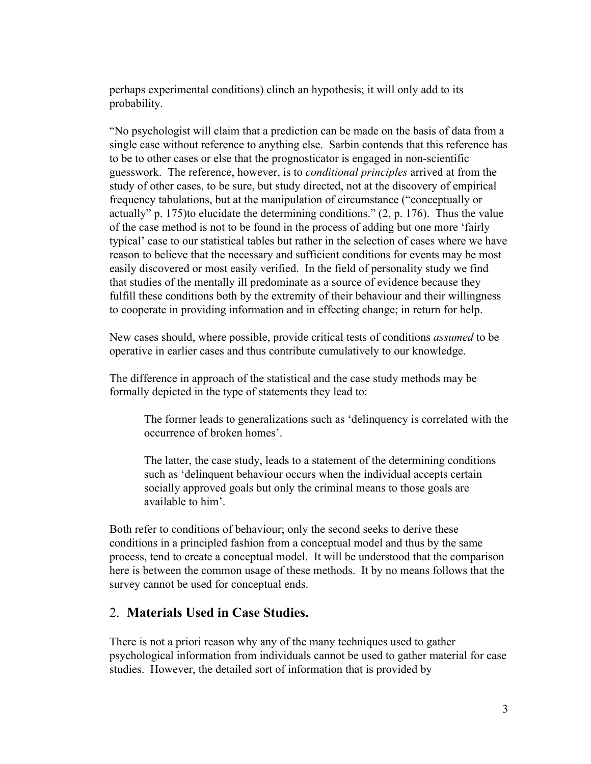perhaps experimental conditions) clinch an hypothesis; it will only add to its probability.

"No psychologist will claim that a prediction can be made on the basis of data from a single case without reference to anything else. Sarbin contends that this reference has to be to other cases or else that the prognosticator is engaged in non-scientific guesswork. The reference, however, is to *conditional principles* arrived at from the study of other cases, to be sure, but study directed, not at the discovery of empirical frequency tabulations, but at the manipulation of circumstance ("conceptually or actually" p. 175)to elucidate the determining conditions." (2, p. 176). Thus the value of the case method is not to be found in the process of adding but one more 'fairly typical' case to our statistical tables but rather in the selection of cases where we have reason to believe that the necessary and sufficient conditions for events may be most easily discovered or most easily verified. In the field of personality study we find that studies of the mentally ill predominate as a source of evidence because they fulfill these conditions both by the extremity of their behaviour and their willingness to cooperate in providing information and in effecting change; in return for help.

New cases should, where possible, provide critical tests of conditions *assumed* to be operative in earlier cases and thus contribute cumulatively to our knowledge.

The difference in approach of the statistical and the case study methods may be formally depicted in the type of statements they lead to:

> The former leads to generalizations such as 'delinquency is correlated with the occurrence of broken homes'.
>
> The latter, the case study, leads to a statement of the determining conditions such as 'delinquent behaviour occurs when the individual accepts certain socially approved goals but only the criminal means to those goals are available to him'.

Both refer to conditions of behaviour; only the second seeks to derive these conditions in a principled fashion from a conceptual model and thus by the same process, tend to create a conceptual model. It will be understood that the comparison here is between the common usage of these methods. It by no means follows that the survey cannot be used for conceptual ends.

## 2. **Materials Used in Case Studies.**

There is not a priori reason why any of the many techniques used to gather psychological information from individuals cannot be used to gather material for case studies. However, the detailed sort of information that is provided by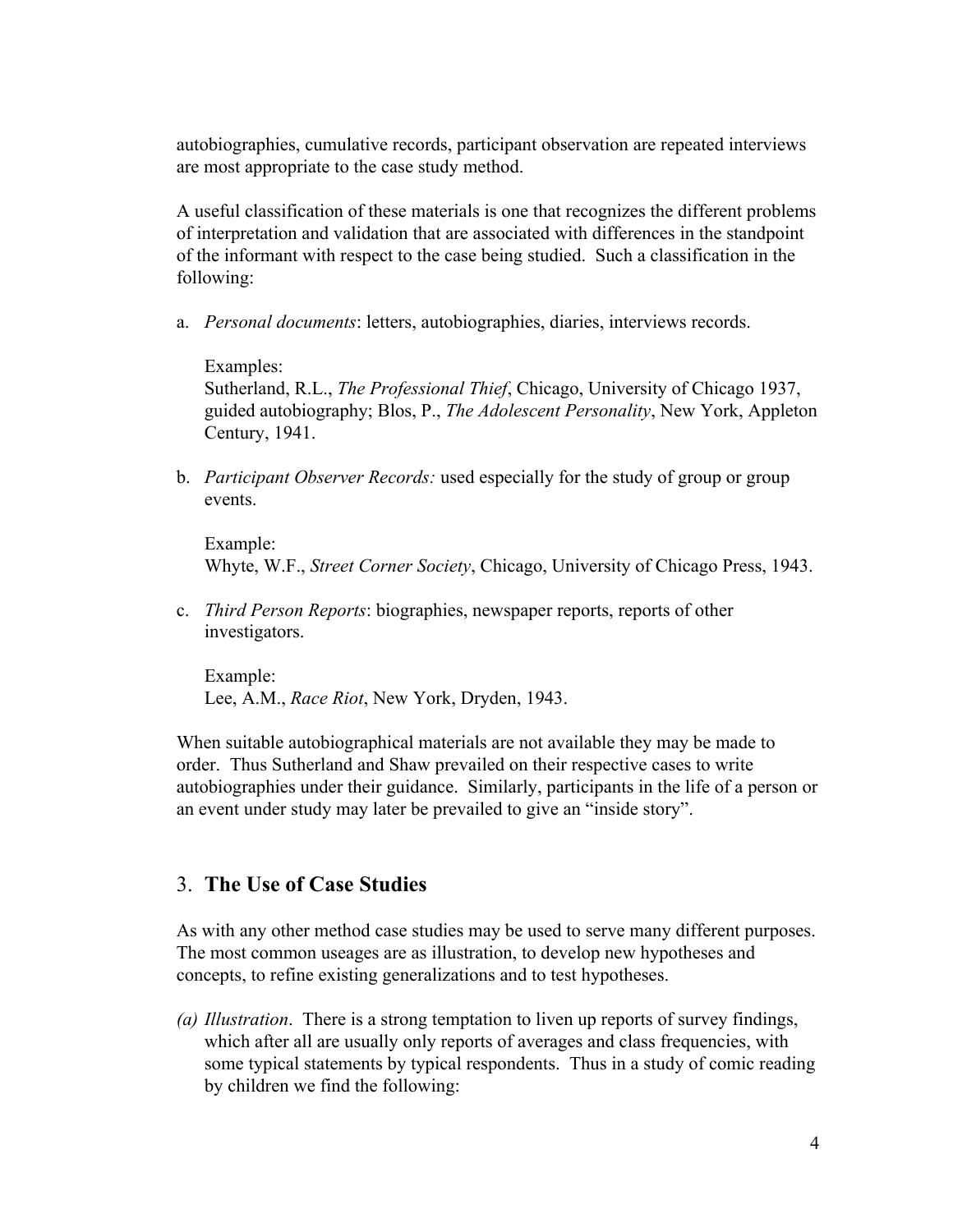autobiographies, cumulative records, participant observation are repeated interviews are most appropriate to the case study method.

A useful classification of these materials is one that recognizes the different problems of interpretation and validation that are associated with differences in the standpoint of the informant with respect to the case being studied. Such a classification in the following:

a. *Personal documents*: letters, autobiographies, diaries, interviews records.

   Examples:
   Sutherland, R.L., *The Professional Thief*, Chicago, University of Chicago 1937, guided autobiography; Blos, P., *The Adolescent Personality*, New York, Appleton Century, 1941.

b. *Participant Observer Records:* used especially for the study of group or group events.

   Example:
   Whyte, W.F., *Street Corner Society*, Chicago, University of Chicago Press, 1943.

c. *Third Person Reports*: biographies, newspaper reports, reports of other investigators.

   Example:
   Lee, A.M., *Race Riot*, New York, Dryden, 1943.

When suitable autobiographical materials are not available they may be made to order. Thus Sutherland and Shaw prevailed on their respective cases to write autobiographies under their guidance. Similarly, participants in the life of a person or an event under study may later be prevailed to give an "inside story".

## 3. **The Use of Case Studies**

As with any other method case studies may be used to serve many different purposes. The most common useages are as illustration, to develop new hypotheses and concepts, to refine existing generalizations and to test hypotheses.

*(a) Illustration*. There is a strong temptation to liven up reports of survey findings, which after all are usually only reports of averages and class frequencies, with some typical statements by typical respondents. Thus in a study of comic reading by children we find the following: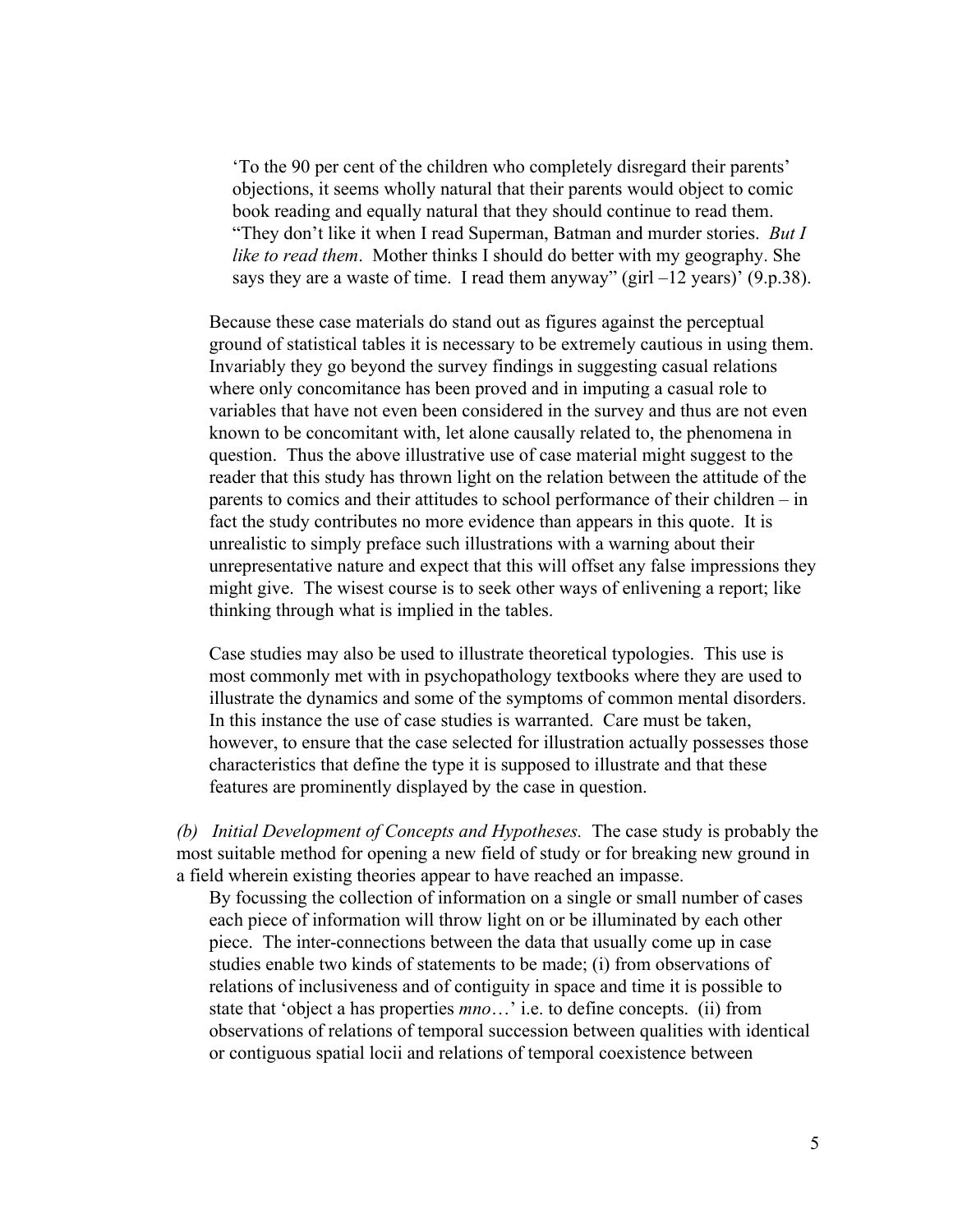> 'To the 90 per cent of the children who completely disregard their parents' objections, it seems wholly natural that their parents would object to comic book reading and equally natural that they should continue to read them. "They don't like it when I read Superman, Batman and murder stories. *But I like to read them*. Mother thinks I should do better with my geography. She says they are a waste of time. I read them anyway" (girl –12 years)' (9.p.38).

Because these case materials do stand out as figures against the perceptual ground of statistical tables it is necessary to be extremely cautious in using them. Invariably they go beyond the survey findings in suggesting casual relations where only concomitance has been proved and in imputing a casual role to variables that have not even been considered in the survey and thus are not even known to be concomitant with, let alone causally related to, the phenomena in question. Thus the above illustrative use of case material might suggest to the reader that this study has thrown light on the relation between the attitude of the parents to comics and their attitudes to school performance of their children – in fact the study contributes no more evidence than appears in this quote. It is unrealistic to simply preface such illustrations with a warning about their unrepresentative nature and expect that this will offset any false impressions they might give. The wisest course is to seek other ways of enlivening a report; like thinking through what is implied in the tables.

Case studies may also be used to illustrate theoretical typologies. This use is most commonly met with in psychopathology textbooks where they are used to illustrate the dynamics and some of the symptoms of common mental disorders. In this instance the use of case studies is warranted. Care must be taken, however, to ensure that the case selected for illustration actually possesses those characteristics that define the type it is supposed to illustrate and that these features are prominently displayed by the case in question.

*(b) Initial Development of Concepts and Hypotheses.* The case study is probably the most suitable method for opening a new field of study or for breaking new ground in a field wherein existing theories appear to have reached an impasse.

By focussing the collection of information on a single or small number of cases each piece of information will throw light on or be illuminated by each other piece. The inter-connections between the data that usually come up in case studies enable two kinds of statements to be made; (i) from observations of relations of inclusiveness and of contiguity in space and time it is possible to state that 'object a has properties *mno*…' i.e. to define concepts. (ii) from observations of relations of temporal succession between qualities with identical or contiguous spatial locii and relations of temporal coexistence between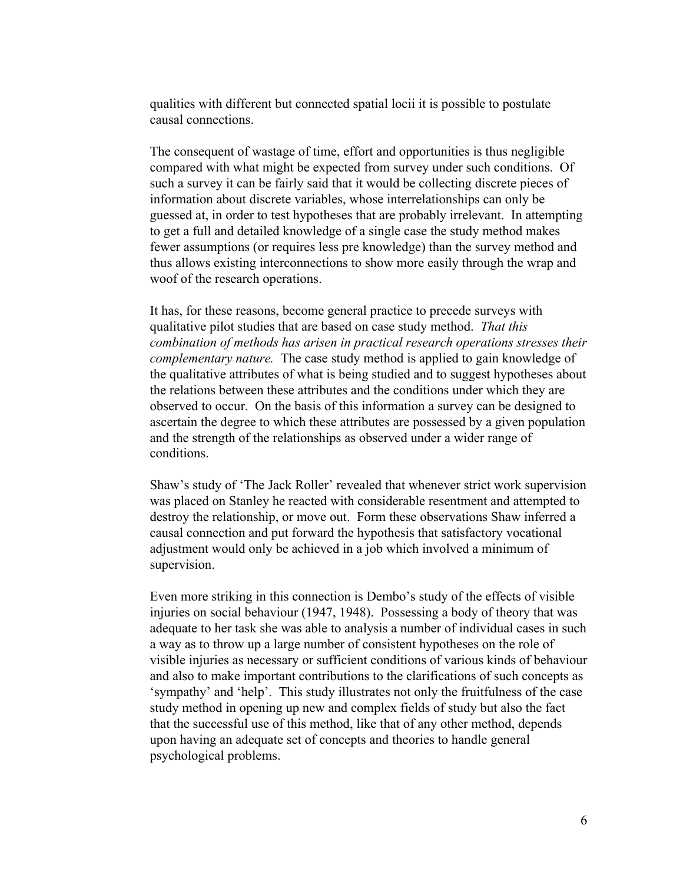qualities with different but connected spatial locii it is possible to postulate causal connections.

The consequent of wastage of time, effort and opportunities is thus negligible compared with what might be expected from survey under such conditions. Of such a survey it can be fairly said that it would be collecting discrete pieces of information about discrete variables, whose interrelationships can only be guessed at, in order to test hypotheses that are probably irrelevant. In attempting to get a full and detailed knowledge of a single case the study method makes fewer assumptions (or requires less pre knowledge) than the survey method and thus allows existing interconnections to show more easily through the wrap and woof of the research operations.

It has, for these reasons, become general practice to precede surveys with qualitative pilot studies that are based on case study method. *That this combination of methods has arisen in practical research operations stresses their complementary nature.* The case study method is applied to gain knowledge of the qualitative attributes of what is being studied and to suggest hypotheses about the relations between these attributes and the conditions under which they are observed to occur. On the basis of this information a survey can be designed to ascertain the degree to which these attributes are possessed by a given population and the strength of the relationships as observed under a wider range of conditions.

Shaw's study of 'The Jack Roller' revealed that whenever strict work supervision was placed on Stanley he reacted with considerable resentment and attempted to destroy the relationship, or move out. Form these observations Shaw inferred a causal connection and put forward the hypothesis that satisfactory vocational adjustment would only be achieved in a job which involved a minimum of supervision.

Even more striking in this connection is Dembo's study of the effects of visible injuries on social behaviour (1947, 1948). Possessing a body of theory that was adequate to her task she was able to analysis a number of individual cases in such a way as to throw up a large number of consistent hypotheses on the role of visible injuries as necessary or sufficient conditions of various kinds of behaviour and also to make important contributions to the clarifications of such concepts as 'sympathy' and 'help'. This study illustrates not only the fruitfulness of the case study method in opening up new and complex fields of study but also the fact that the successful use of this method, like that of any other method, depends upon having an adequate set of concepts and theories to handle general psychological problems.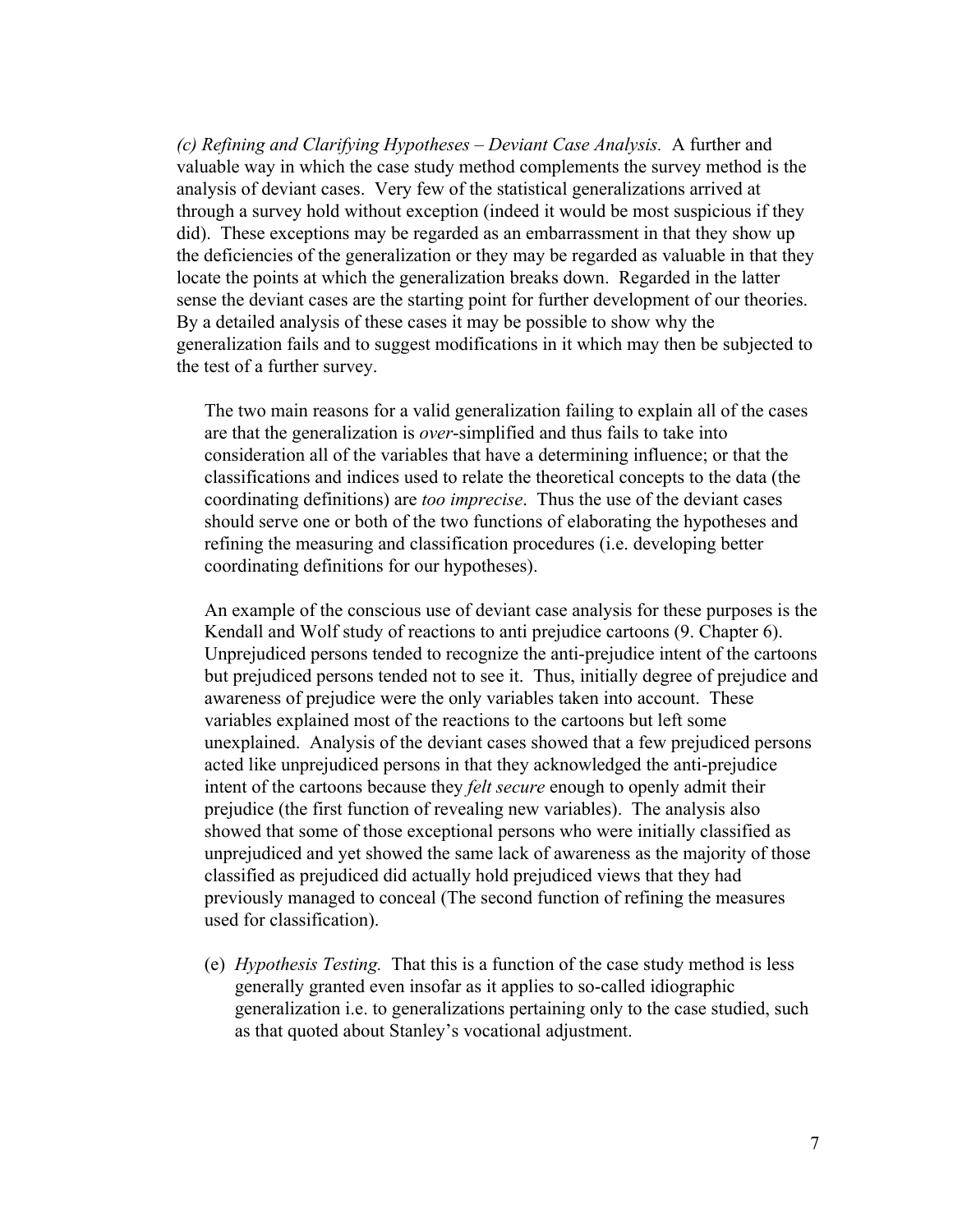*(c) Refining and Clarifying Hypotheses – Deviant Case Analysis.* A further and valuable way in which the case study method complements the survey method is the analysis of deviant cases. Very few of the statistical generalizations arrived at through a survey hold without exception (indeed it would be most suspicious if they did). These exceptions may be regarded as an embarrassment in that they show up the deficiencies of the generalization or they may be regarded as valuable in that they locate the points at which the generalization breaks down. Regarded in the latter sense the deviant cases are the starting point for further development of our theories. By a detailed analysis of these cases it may be possible to show why the generalization fails and to suggest modifications in it which may then be subjected to the test of a further survey.

The two main reasons for a valid generalization failing to explain all of the cases are that the generalization is *over*-simplified and thus fails to take into consideration all of the variables that have a determining influence; or that the classifications and indices used to relate the theoretical concepts to the data (the coordinating definitions) are *too imprecise*. Thus the use of the deviant cases should serve one or both of the two functions of elaborating the hypotheses and refining the measuring and classification procedures (i.e. developing better coordinating definitions for our hypotheses).

An example of the conscious use of deviant case analysis for these purposes is the Kendall and Wolf study of reactions to anti prejudice cartoons (9. Chapter 6). Unprejudiced persons tended to recognize the anti-prejudice intent of the cartoons but prejudiced persons tended not to see it. Thus, initially degree of prejudice and awareness of prejudice were the only variables taken into account. These variables explained most of the reactions to the cartoons but left some unexplained. Analysis of the deviant cases showed that a few prejudiced persons acted like unprejudiced persons in that they acknowledged the anti-prejudice intent of the cartoons because they *felt secure* enough to openly admit their prejudice (the first function of revealing new variables). The analysis also showed that some of those exceptional persons who were initially classified as unprejudiced and yet showed the same lack of awareness as the majority of those classified as prejudiced did actually hold prejudiced views that they had previously managed to conceal (The second function of refining the measures used for classification).

(e) *Hypothesis Testing.* That this is a function of the case study method is less generally granted even insofar as it applies to so-called idiographic generalization i.e. to generalizations pertaining only to the case studied, such as that quoted about Stanley's vocational adjustment.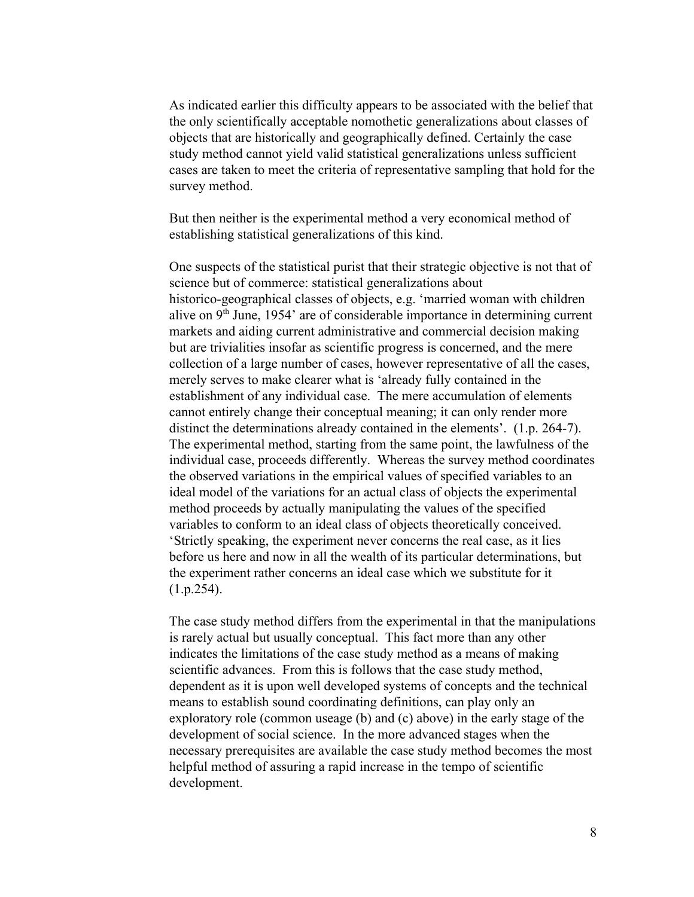As indicated earlier this difficulty appears to be associated with the belief that the only scientifically acceptable nomothetic generalizations about classes of objects that are historically and geographically defined. Certainly the case study method cannot yield valid statistical generalizations unless sufficient cases are taken to meet the criteria of representative sampling that hold for the survey method.

But then neither is the experimental method a very economical method of establishing statistical generalizations of this kind.

One suspects of the statistical purist that their strategic objective is not that of science but of commerce: statistical generalizations about historico-geographical classes of objects, e.g. 'married woman with children alive on 9th June, 1954' are of considerable importance in determining current markets and aiding current administrative and commercial decision making but are trivialities insofar as scientific progress is concerned, and the mere collection of a large number of cases, however representative of all the cases, merely serves to make clearer what is 'already fully contained in the establishment of any individual case. The mere accumulation of elements cannot entirely change their conceptual meaning; it can only render more distinct the determinations already contained in the elements'. (1.p. 264-7). The experimental method, starting from the same point, the lawfulness of the individual case, proceeds differently. Whereas the survey method coordinates the observed variations in the empirical values of specified variables to an ideal model of the variations for an actual class of objects the experimental method proceeds by actually manipulating the values of the specified variables to conform to an ideal class of objects theoretically conceived. 'Strictly speaking, the experiment never concerns the real case, as it lies before us here and now in all the wealth of its particular determinations, but the experiment rather concerns an ideal case which we substitute for it (1.p.254).

The case study method differs from the experimental in that the manipulations is rarely actual but usually conceptual. This fact more than any other indicates the limitations of the case study method as a means of making scientific advances. From this is follows that the case study method, dependent as it is upon well developed systems of concepts and the technical means to establish sound coordinating definitions, can play only an exploratory role (common useage (b) and (c) above) in the early stage of the development of social science. In the more advanced stages when the necessary prerequisites are available the case study method becomes the most helpful method of assuring a rapid increase in the tempo of scientific development.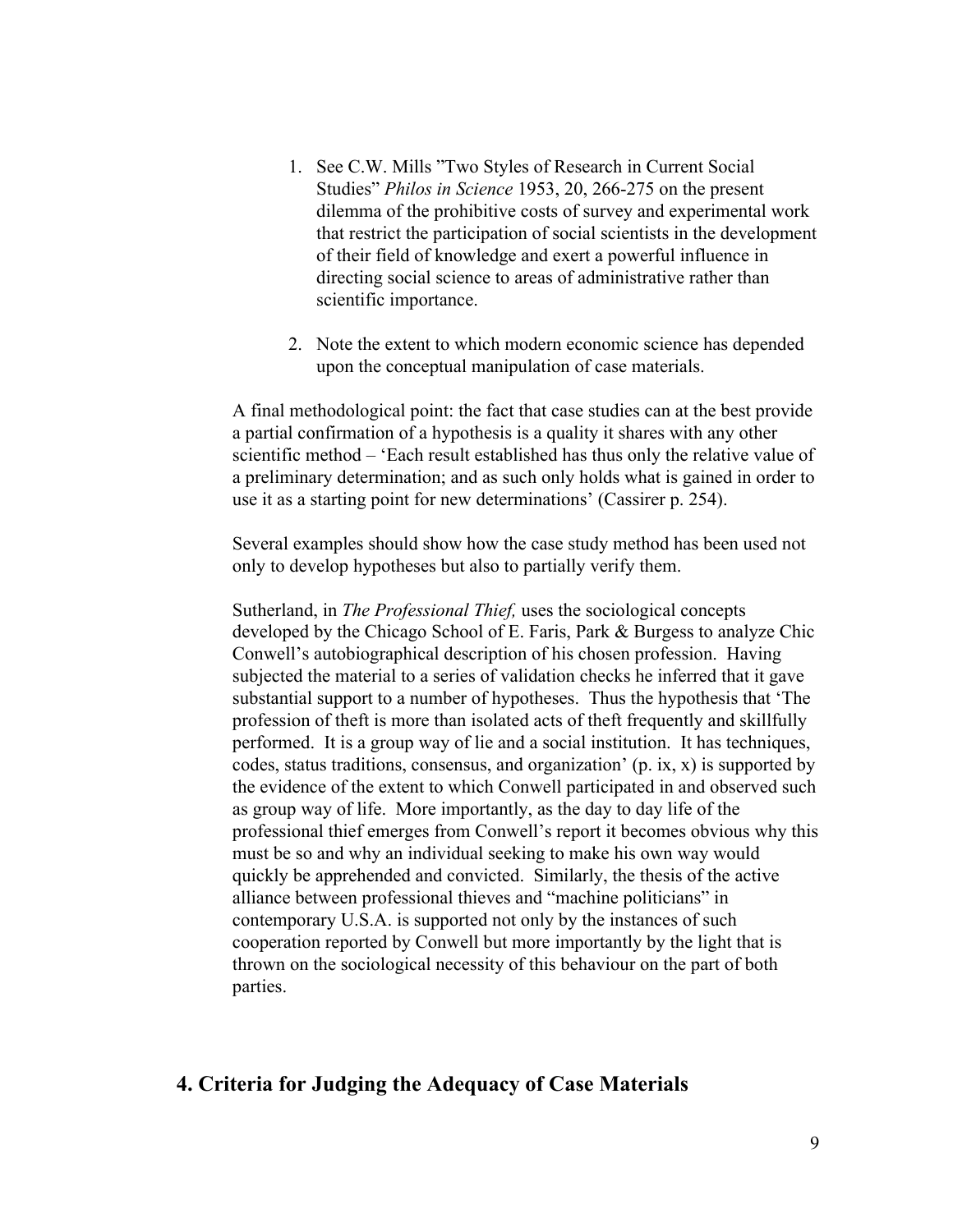1. See C.W. Mills ”Two Styles of Research in Current Social Studies” *Philos in Science* 1953, 20, 266-275 on the present dilemma of the prohibitive costs of survey and experimental work that restrict the participation of social scientists in the development of their field of knowledge and exert a powerful influence in directing social science to areas of administrative rather than scientific importance.

2. Note the extent to which modern economic science has depended upon the conceptual manipulation of case materials.

A final methodological point: the fact that case studies can at the best provide a partial confirmation of a hypothesis is a quality it shares with any other scientific method – 'Each result established has thus only the relative value of a preliminary determination; and as such only holds what is gained in order to use it as a starting point for new determinations' (Cassirer p. 254).

Several examples should show how the case study method has been used not only to develop hypotheses but also to partially verify them.

Sutherland, in *The Professional Thief,* uses the sociological concepts developed by the Chicago School of E. Faris, Park & Burgess to analyze Chic Conwell's autobiographical description of his chosen profession. Having subjected the material to a series of validation checks he inferred that it gave substantial support to a number of hypotheses. Thus the hypothesis that 'The profession of theft is more than isolated acts of theft frequently and skillfully performed. It is a group way of lie and a social institution. It has techniques, codes, status traditions, consensus, and organization' (p. ix, x) is supported by the evidence of the extent to which Conwell participated in and observed such as group way of life. More importantly, as the day to day life of the professional thief emerges from Conwell's report it becomes obvious why this must be so and why an individual seeking to make his own way would quickly be apprehended and convicted. Similarly, the thesis of the active alliance between professional thieves and “machine politicians” in contemporary U.S.A. is supported not only by the instances of such cooperation reported by Conwell but more importantly by the light that is thrown on the sociological necessity of this behaviour on the part of both parties.

## 4. Criteria for Judging the Adequacy of Case Materials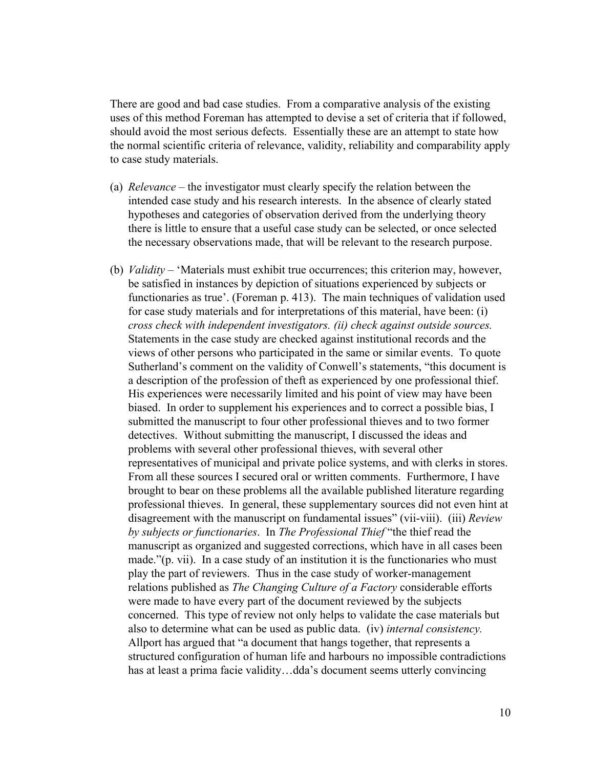There are good and bad case studies. From a comparative analysis of the existing uses of this method Foreman has attempted to devise a set of criteria that if followed, should avoid the most serious defects. Essentially these are an attempt to state how the normal scientific criteria of relevance, validity, reliability and comparability apply to case study materials.

(a) *Relevance* – the investigator must clearly specify the relation between the intended case study and his research interests. In the absence of clearly stated hypotheses and categories of observation derived from the underlying theory there is little to ensure that a useful case study can be selected, or once selected the necessary observations made, that will be relevant to the research purpose.

(b) *Validity* – 'Materials must exhibit true occurrences; this criterion may, however, be satisfied in instances by depiction of situations experienced by subjects or functionaries as true'. (Foreman p. 413). The main techniques of validation used for case study materials and for interpretations of this material, have been: (i) *cross check with independent investigators. (ii) check against outside sources.* Statements in the case study are checked against institutional records and the views of other persons who participated in the same or similar events. To quote Sutherland's comment on the validity of Conwell's statements, "this document is a description of the profession of theft as experienced by one professional thief. His experiences were necessarily limited and his point of view may have been biased. In order to supplement his experiences and to correct a possible bias, I submitted the manuscript to four other professional thieves and to two former detectives. Without submitting the manuscript, I discussed the ideas and problems with several other professional thieves, with several other representatives of municipal and private police systems, and with clerks in stores. From all these sources I secured oral or written comments. Furthermore, I have brought to bear on these problems all the available published literature regarding professional thieves. In general, these supplementary sources did not even hint at disagreement with the manuscript on fundamental issues" (vii-viii). (iii) *Review by subjects or functionaries*. In *The Professional Thief* "the thief read the manuscript as organized and suggested corrections, which have in all cases been made."(p. vii). In a case study of an institution it is the functionaries who must play the part of reviewers. Thus in the case study of worker-management relations published as *The Changing Culture of a Factory* considerable efforts were made to have every part of the document reviewed by the subjects concerned. This type of review not only helps to validate the case materials but also to determine what can be used as public data. (iv) *internal consistency.* Allport has argued that "a document that hangs together, that represents a structured configuration of human life and harbours no impossible contradictions has at least a prima facie validity…dda's document seems utterly convincing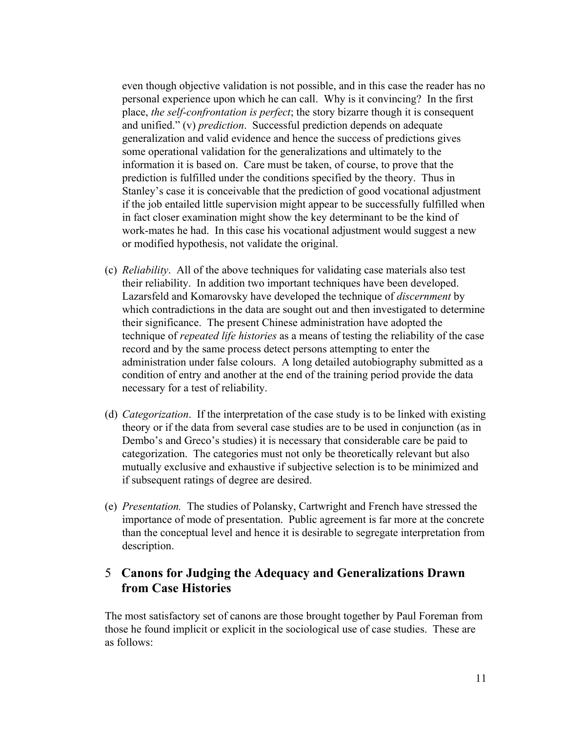even though objective validation is not possible, and in this case the reader has no personal experience upon which he can call. Why is it convincing? In the first place, *the self-confrontation is perfect*; the story bizarre though it is consequent and unified." (v) *prediction*. Successful prediction depends on adequate generalization and valid evidence and hence the success of predictions gives some operational validation for the generalizations and ultimately to the information it is based on. Care must be taken, of course, to prove that the prediction is fulfilled under the conditions specified by the theory. Thus in Stanley's case it is conceivable that the prediction of good vocational adjustment if the job entailed little supervision might appear to be successfully fulfilled when in fact closer examination might show the key determinant to be the kind of work-mates he had. In this case his vocational adjustment would suggest a new or modified hypothesis, not validate the original.

(c) *Reliability*. All of the above techniques for validating case materials also test their reliability. In addition two important techniques have been developed. Lazarsfeld and Komarovsky have developed the technique of *discernment* by which contradictions in the data are sought out and then investigated to determine their significance. The present Chinese administration have adopted the technique of *repeated life histories* as a means of testing the reliability of the case record and by the same process detect persons attempting to enter the administration under false colours. A long detailed autobiography submitted as a condition of entry and another at the end of the training period provide the data necessary for a test of reliability.

(d) *Categorization*. If the interpretation of the case study is to be linked with existing theory or if the data from several case studies are to be used in conjunction (as in Dembo's and Greco's studies) it is necessary that considerable care be paid to categorization. The categories must not only be theoretically relevant but also mutually exclusive and exhaustive if subjective selection is to be minimized and if subsequent ratings of degree are desired.

(e) *Presentation.* The studies of Polansky, Cartwright and French have stressed the importance of mode of presentation. Public agreement is far more at the concrete than the conceptual level and hence it is desirable to segregate interpretation from description.

## 5 Canons for Judging the Adequacy and Generalizations Drawn from Case Histories

The most satisfactory set of canons are those brought together by Paul Foreman from those he found implicit or explicit in the sociological use of case studies. These are as follows: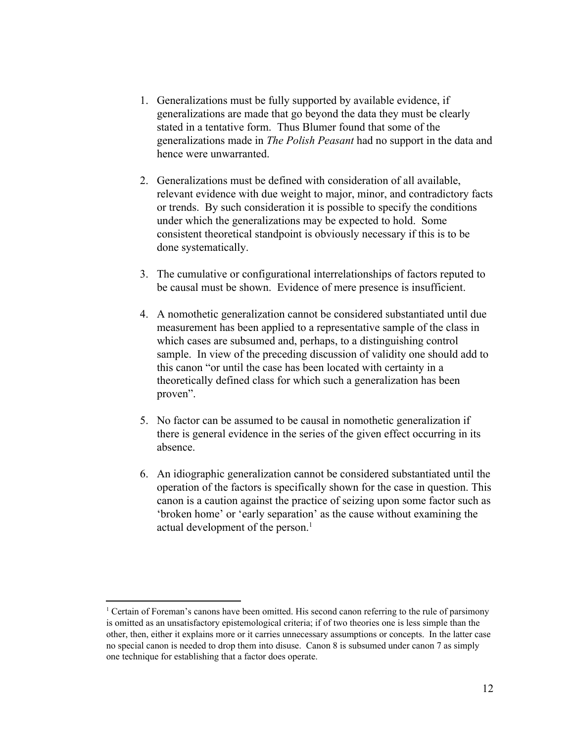1. Generalizations must be fully supported by available evidence, if generalizations are made that go beyond the data they must be clearly stated in a tentative form. Thus Blumer found that some of the generalizations made in *The Polish Peasant* had no support in the data and hence were unwarranted.

2. Generalizations must be defined with consideration of all available, relevant evidence with due weight to major, minor, and contradictory facts or trends. By such consideration it is possible to specify the conditions under which the generalizations may be expected to hold. Some consistent theoretical standpoint is obviously necessary if this is to be done systematically.

3. The cumulative or configurational interrelationships of factors reputed to be causal must be shown. Evidence of mere presence is insufficient.

4. A nomothetic generalization cannot be considered substantiated until due measurement has been applied to a representative sample of the class in which cases are subsumed and, perhaps, to a distinguishing control sample. In view of the preceding discussion of validity one should add to this canon "or until the case has been located with certainty in a theoretically defined class for which such a generalization has been proven".

5. No factor can be assumed to be causal in nomothetic generalization if there is general evidence in the series of the given effect occurring in its absence.

6. An idiographic generalization cannot be considered substantiated until the operation of the factors is specifically shown for the case in question. This canon is a caution against the practice of seizing upon some factor such as 'broken home' or 'early separation' as the cause without examining the actual development of the person.[1]

[1] Certain of Foreman's canons have been omitted. His second canon referring to the rule of parsimony is omitted as an unsatisfactory epistemological criteria; if of two theories one is less simple than the other, then, either it explains more or it carries unnecessary assumptions or concepts. In the latter case no special canon is needed to drop them into disuse. Canon 8 is subsumed under canon 7 as simply one technique for establishing that a factor does operate.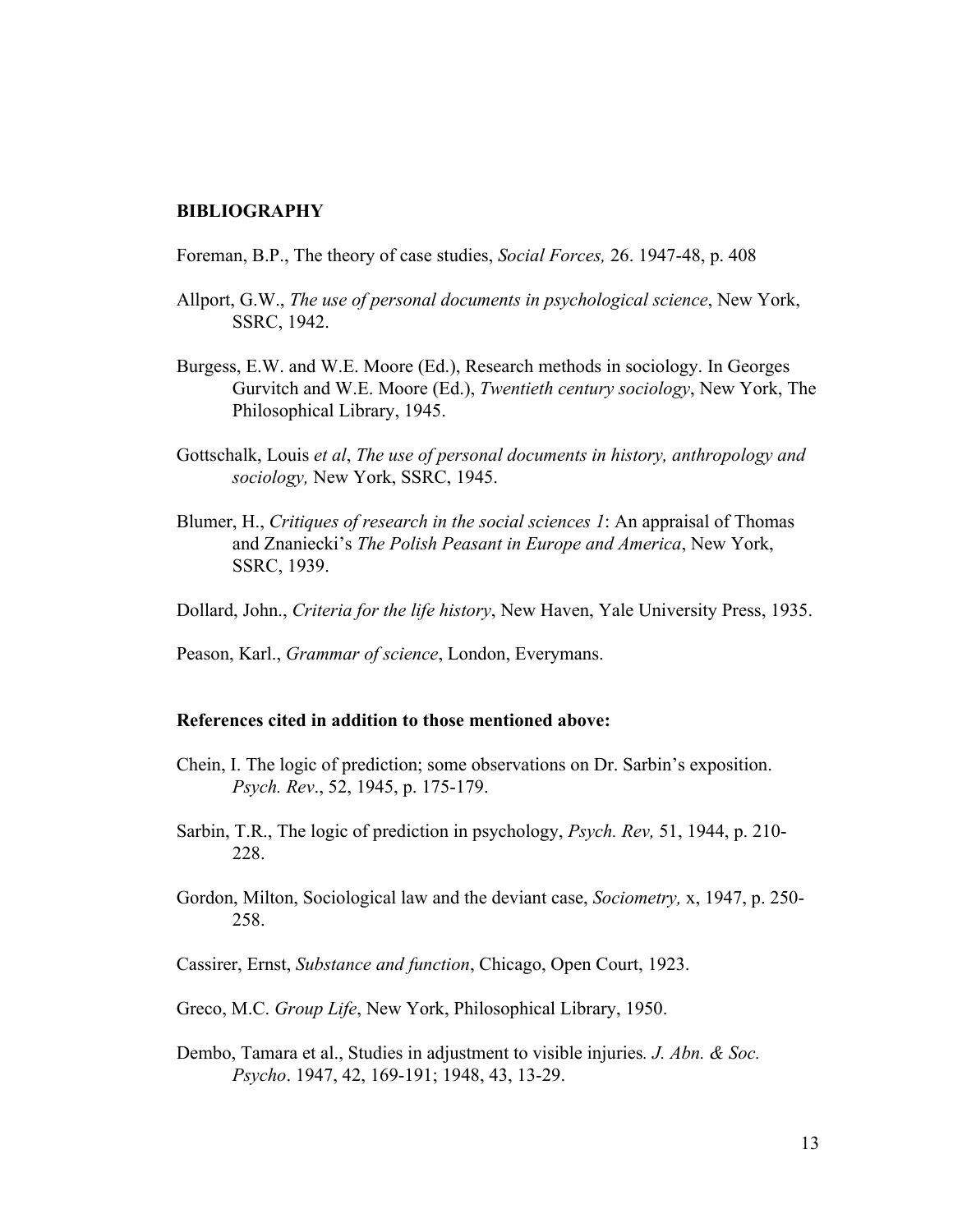## BIBLIOGRAPHY

Foreman, B.P., The theory of case studies, *Social Forces,* 26. 1947-48, p. 408

Allport, G.W., *The use of personal documents in psychological science*, New York, SSRC, 1942.

Burgess, E.W. and W.E. Moore (Ed.), Research methods in sociology. In Georges Gurvitch and W.E. Moore (Ed.), *Twentieth century sociology*, New York, The Philosophical Library, 1945.

Gottschalk, Louis *et al*, *The use of personal documents in history, anthropology and sociology,* New York, SSRC, 1945.

Blumer, H., *Critiques of research in the social sciences 1*: An appraisal of Thomas and Znaniecki's *The Polish Peasant in Europe and America*, New York, SSRC, 1939.

Dollard, John., *Criteria for the life history*, New Haven, Yale University Press, 1935.

Peason, Karl., *Grammar of science*, London, Everymans.

### References cited in addition to those mentioned above:

Chein, I. The logic of prediction; some observations on Dr. Sarbin's exposition. *Psych. Rev*., 52, 1945, p. 175-179.

Sarbin, T.R., The logic of prediction in psychology, *Psych. Rev,* 51, 1944, p. 210-228.

Gordon, Milton, Sociological law and the deviant case, *Sociometry,* x, 1947, p. 250-258.

Cassirer, Ernst, *Substance and function*, Chicago, Open Court, 1923.

Greco, M.C. *Group Life*, New York, Philosophical Library, 1950.

Dembo, Tamara et al., Studies in adjustment to visible injuries*. J. Abn. & Soc. Psycho*. 1947, 42, 169-191; 1948, 43, 13-29.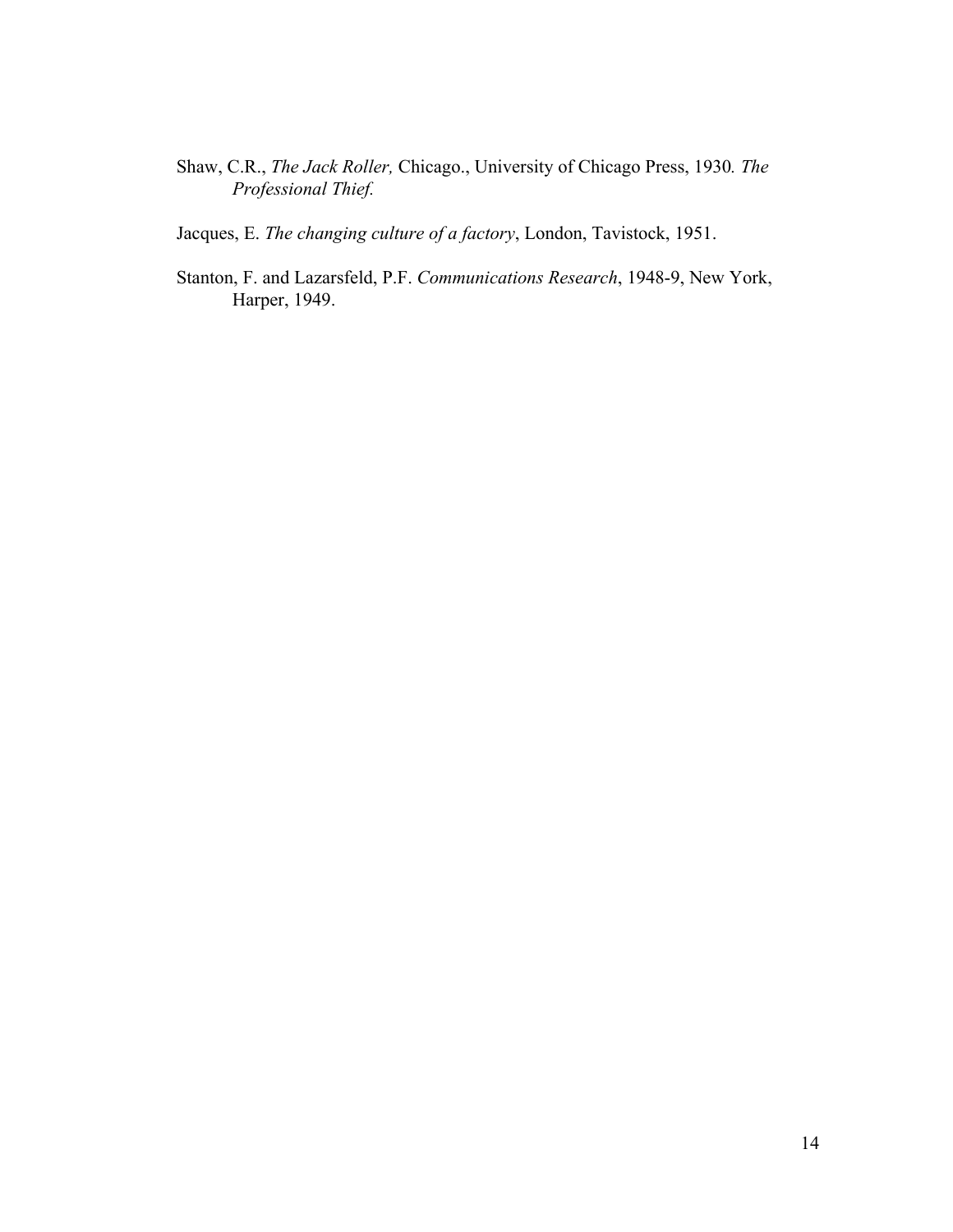Shaw, C.R., *The Jack Roller,* Chicago., University of Chicago Press, 1930*. The Professional Thief.*

Jacques, E. *The changing culture of a factory*, London, Tavistock, 1951.

Stanton, F. and Lazarsfeld, P.F. *Communications Research*, 1948-9, New York, Harper, 1949.